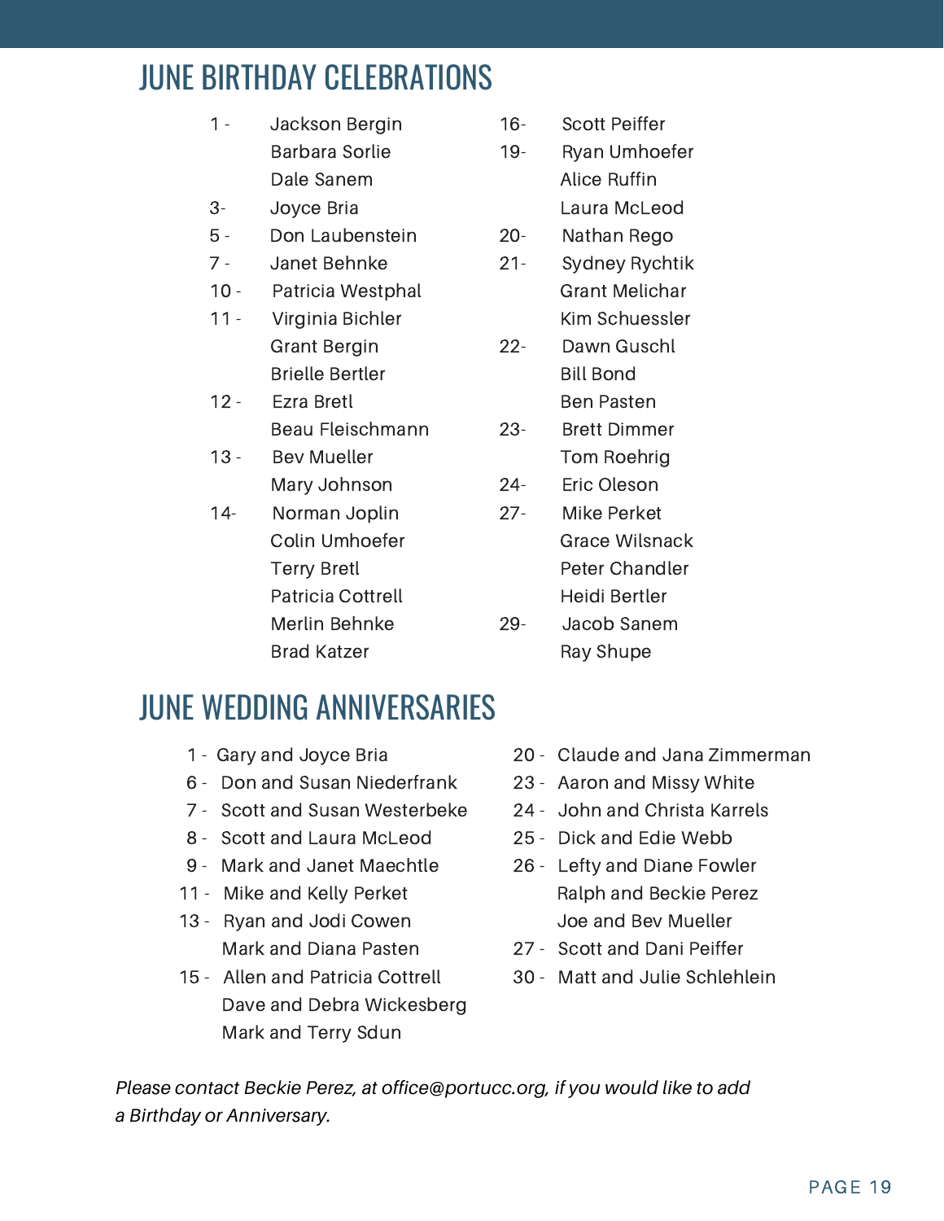# JUNE BIRTHDAY CELEBRATIONS

1 - Jackson Bergin
Barbara Sorlie
Dale Sanem

3- Joyce Bria

5 - Don Laubenstein

7 - Janet Behnke

10 - Patricia Westphal

11 - Virginia Bichler
Grant Bergin
Brielle Bertler

12 - Ezra Bretl
Beau Fleischmann

13 - Bev Mueller
Mary Johnson

14- Norman Joplin
Colin Umhoefer
Terry Bretl
Patricia Cottrell
Merlin Behnke
Brad Katzer

16- Scott Peiffer

19- Ryan Umhoefer
Alice Ruffin
Laura McLeod

20- Nathan Rego

21- Sydney Rychtik
Grant Melichar
Kim Schuessler

22- Dawn Guschl
Bill Bond
Ben Pasten

23- Brett Dimmer
Tom Roehrig

24- Eric Oleson

27- Mike Perket
Grace Wilsnack
Peter Chandler
Heidi Bertler

29- Jacob Sanem
Ray Shupe

# JUNE WEDDING ANNIVERSARIES

1 - Gary and Joyce Bria

6 - Don and Susan Niederfrank

7 - Scott and Susan Westerbeke

8 - Scott and Laura McLeod

9 - Mark and Janet Maechtle

11 - Mike and Kelly Perket

13 - Ryan and Jodi Cowen
Mark and Diana Pasten

15 - Allen and Patricia Cottrell
Dave and Debra Wickesberg
Mark and Terry Sdun

20 - Claude and Jana Zimmerman

23 - Aaron and Missy White

24 - John and Christa Karrels

25 - Dick and Edie Webb

26 - Lefty and Diane Fowler
Ralph and Beckie Perez
Joe and Bev Mueller

27 - Scott and Dani Peiffer

30 - Matt and Julie Schlehlein

*Please contact Beckie Perez, at office@portucc.org, if you would like to add a Birthday or Anniversary.*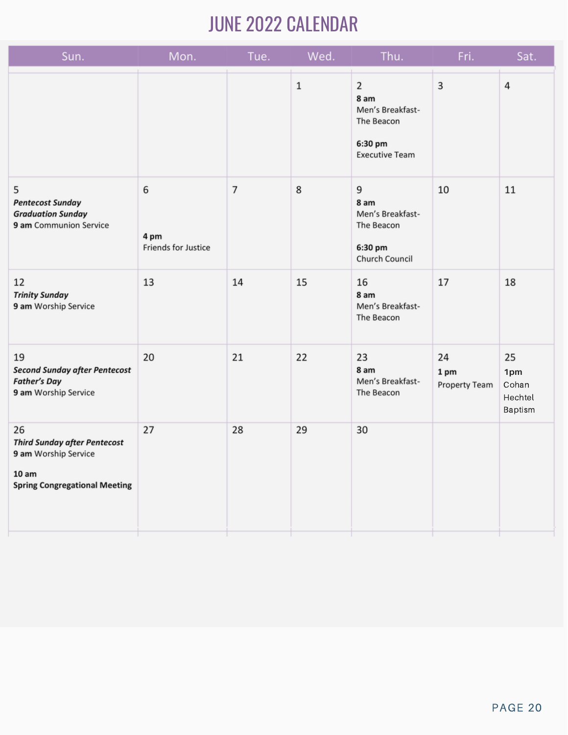# JUNE 2022 CALENDAR

| Sun. | Mon. | Tue. | Wed. | Thu. | Fri. | Sat. |
| --- | --- | --- | --- | --- | --- | --- |
| | | | 1 | 2<br>**8 am**<br>Men's Breakfast-The Beacon<br><br>**6:30 pm**<br>Executive Team | 3 | 4 |
| 5<br>***Pentecost Sunday***<br>***Graduation Sunday***<br>**9 am** Communion Service | 6<br><br>**4 pm**<br>Friends for Justice | 7 | 8 | 9<br>**8 am**<br>Men's Breakfast-The Beacon<br><br>**6:30 pm**<br>Church Council | 10 | 11 |
| 12<br>***Trinity Sunday***<br>**9 am** Worship Service | 13 | 14 | 15 | 16<br>**8 am**<br>Men's Breakfast-The Beacon | 17 | 18 |
| 19<br>***Second Sunday after Pentecost***<br>***Father's Day***<br>**9 am** Worship Service | 20 | 21 | 22 | 23<br>**8 am**<br>Men's Breakfast-The Beacon | 24<br>**1 pm**<br>Property Team | 25<br>**1pm**<br>Cohan Hechtel Baptism |
| 26<br>***Third Sunday after Pentecost***<br>**9 am** Worship Service<br><br>**10 am**<br>**Spring Congregational Meeting** | 27 | 28 | 29 | 30 | | |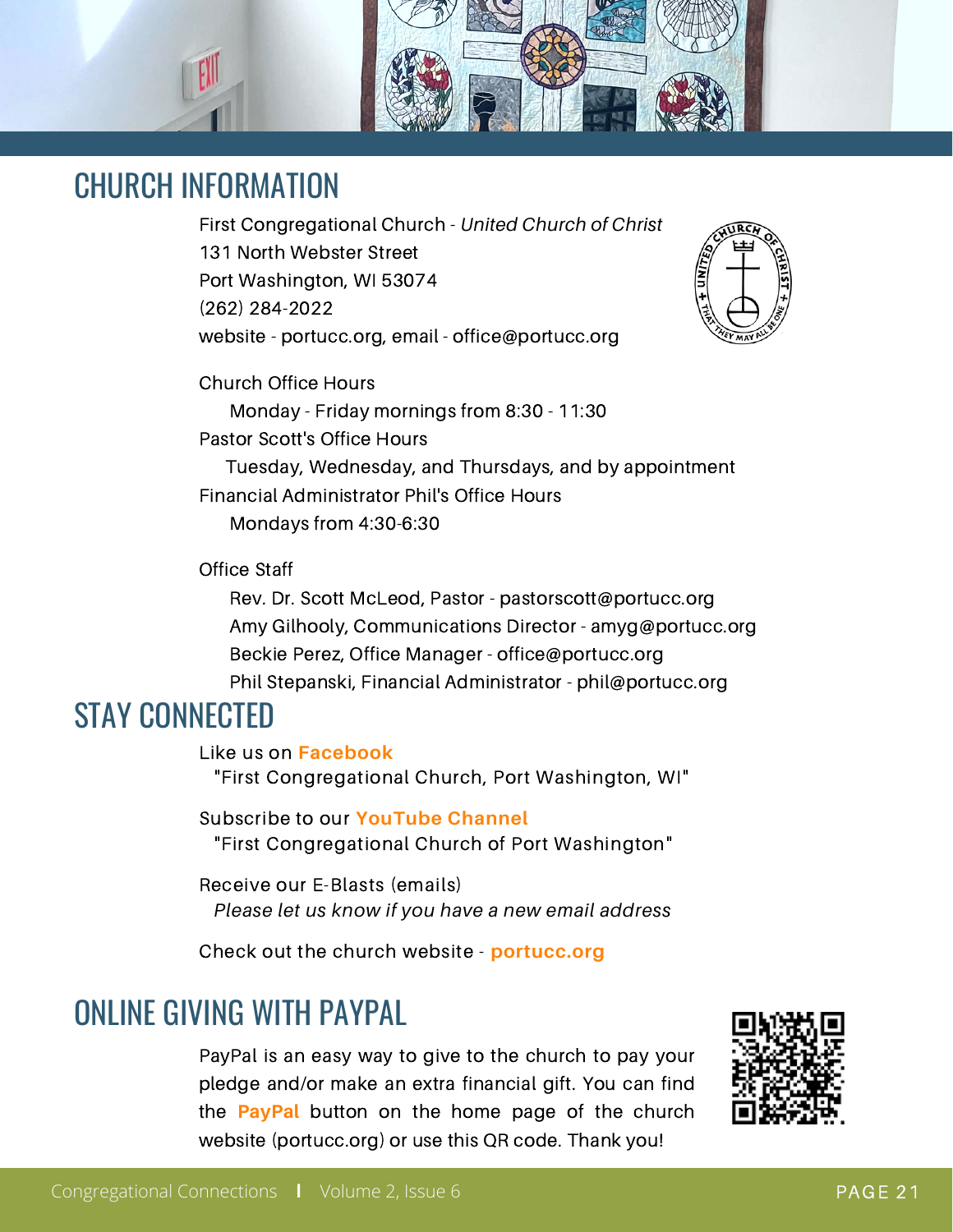## CHURCH INFORMATION

First Congregational Church - *United Church of Christ*
131 North Webster Street
Port Washington, WI 53074
(262) 284-2022
website - portucc.org, email - office@portucc.org

Church Office Hours
Monday - Friday mornings from 8:30 - 11:30
Pastor Scott's Office Hours
Tuesday, Wednesday, and Thursdays, and by appointment
Financial Administrator Phil's Office Hours
Mondays from 4:30-6:30

Office Staff
Rev. Dr. Scott McLeod, Pastor - pastorscott@portucc.org
Amy Gilhooly, Communications Director - amyg@portucc.org
Beckie Perez, Office Manager - office@portucc.org
Phil Stepanski, Financial Administrator - phil@portucc.org

## STAY CONNECTED

Like us on **Facebook**
"First Congregational Church, Port Washington, WI"

Subscribe to our **YouTube Channel**
"First Congregational Church of Port Washington"

Receive our E-Blasts (emails)
*Please let us know if you have a new email address*

Check out the church website - **portucc.org**

## ONLINE GIVING WITH PAYPAL

PayPal is an easy way to give to the church to pay your pledge and/or make an extra financial gift. You can find the **PayPal** button on the home page of the church website (portucc.org) or use this QR code. Thank you!